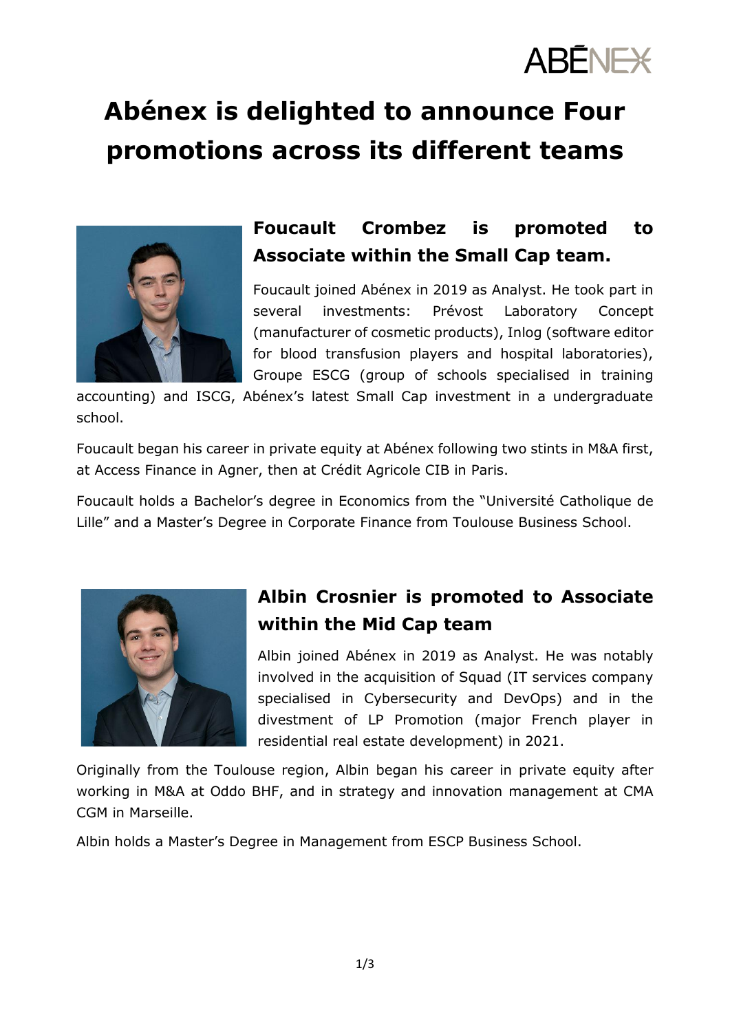# Abénex is delighted to announce Four promotions across its different teams

## Foucault Crombez is promoted to Associate within the Small Cap team.

Foucault joined Abénex in 2019 as Analyst. He took part in several investments: Prévost Laboratory Concept (manufacturer of cosmetic products), Inlog (software editor for blood transfusion players and hospital laboratories), Groupe ESCG (group of schools specialised in training accounting) and ISCG, Abénex's latest Small Cap investment in a undergraduate school.

Foucault began his career in private equity at Abénex following two stints in M&A first, at Access Finance in Agner, then at Crédit Agricole CIB in Paris.

Foucault holds a Bachelor's degree in Economics from the "Université Catholique de Lille" and a Master's Degree in Corporate Finance from Toulouse Business School.

## Albin Crosnier is promoted to Associate within the Mid Cap team

Albin joined Abénex in 2019 as Analyst. He was notably involved in the acquisition of Squad (IT services company specialised in Cybersecurity and DevOps) and in the divestment of LP Promotion (major French player in residential real estate development) in 2021.

Originally from the Toulouse region, Albin began his career in private equity after working in M&A at Oddo BHF, and in strategy and innovation management at CMA CGM in Marseille.

Albin holds a Master's Degree in Management from ESCP Business School.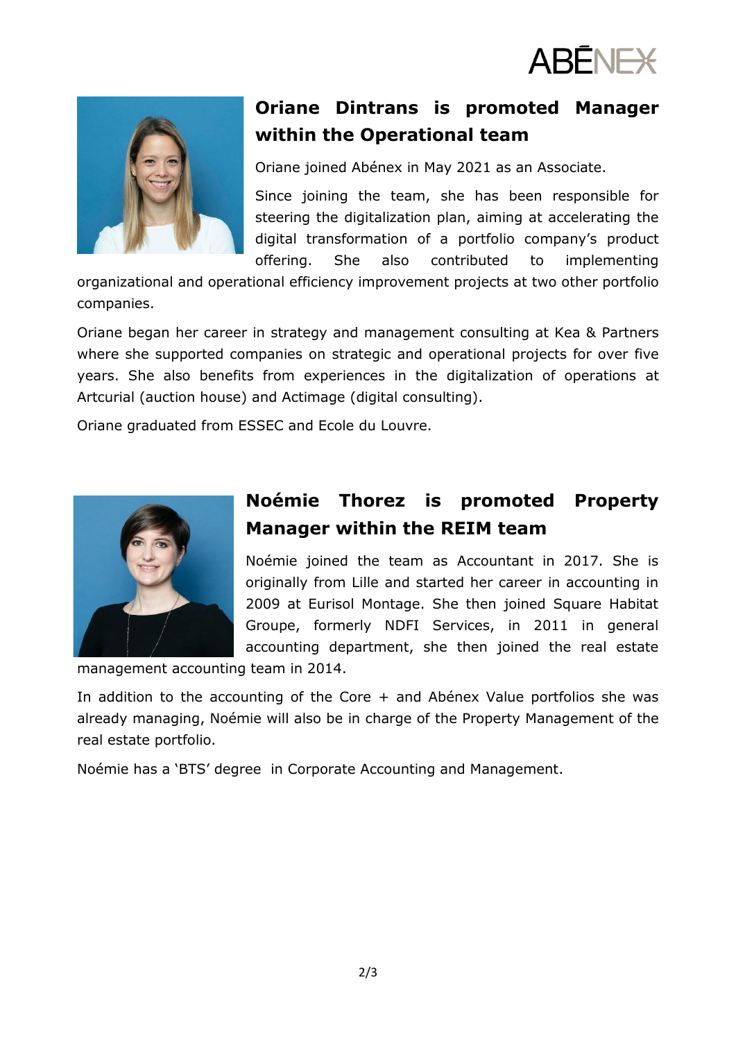## Oriane Dintrans is promoted Manager within the Operational team

Oriane joined Abénex in May 2021 as an Associate.

Since joining the team, she has been responsible for steering the digitalization plan, aiming at accelerating the digital transformation of a portfolio company's product offering. She also contributed to implementing organizational and operational efficiency improvement projects at two other portfolio companies.

Oriane began her career in strategy and management consulting at Kea & Partners where she supported companies on strategic and operational projects for over five years. She also benefits from experiences in the digitalization of operations at Artcurial (auction house) and Actimage (digital consulting).

Oriane graduated from ESSEC and Ecole du Louvre.

## Noémie Thorez is promoted Property Manager within the REIM team

Noémie joined the team as Accountant in 2017. She is originally from Lille and started her career in accounting in 2009 at Eurisol Montage. She then joined Square Habitat Groupe, formerly NDFI Services, in 2011 in general accounting department, she then joined the real estate management accounting team in 2014.

In addition to the accounting of the Core + and Abénex Value portfolios she was already managing, Noémie will also be in charge of the Property Management of the real estate portfolio.

Noémie has a 'BTS' degree in Corporate Accounting and Management.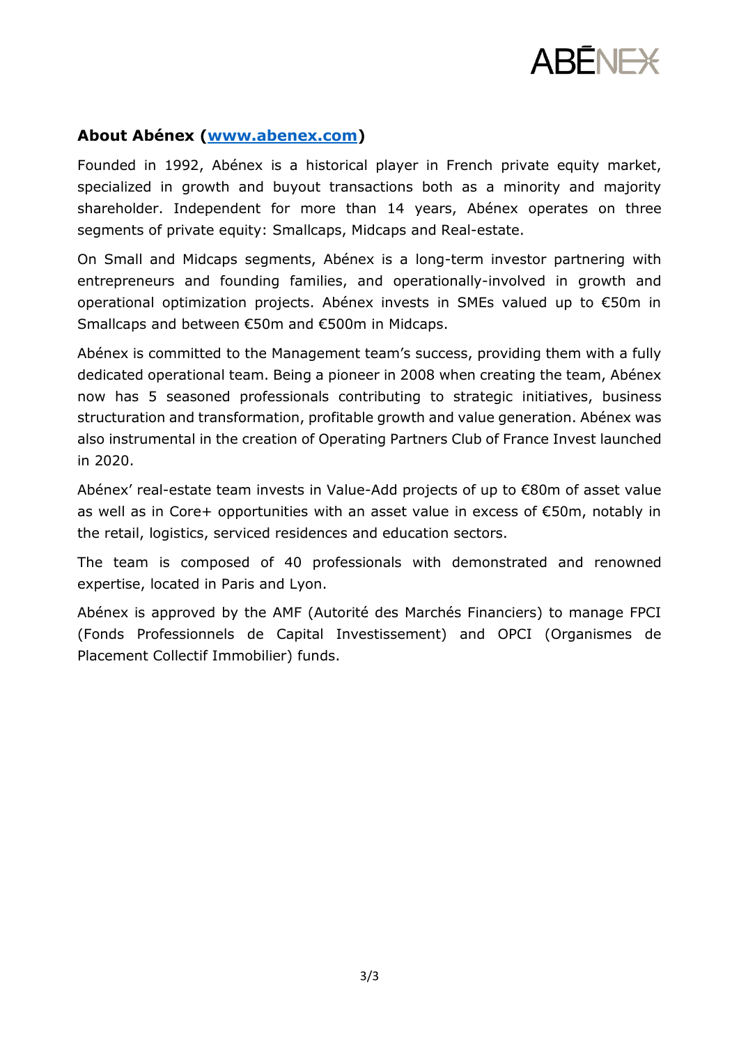## About Abénex ([www.abenex.com](http://www.abenex.com))

Founded in 1992, Abénex is a historical player in French private equity market, specialized in growth and buyout transactions both as a minority and majority shareholder. Independent for more than 14 years, Abénex operates on three segments of private equity: Smallcaps, Midcaps and Real-estate.

On Small and Midcaps segments, Abénex is a long-term investor partnering with entrepreneurs and founding families, and operationally-involved in growth and operational optimization projects. Abénex invests in SMEs valued up to €50m in Smallcaps and between €50m and €500m in Midcaps.

Abénex is committed to the Management team's success, providing them with a fully dedicated operational team. Being a pioneer in 2008 when creating the team, Abénex now has 5 seasoned professionals contributing to strategic initiatives, business structuration and transformation, profitable growth and value generation. Abénex was also instrumental in the creation of Operating Partners Club of France Invest launched in 2020.

Abénex' real-estate team invests in Value-Add projects of up to €80m of asset value as well as in Core+ opportunities with an asset value in excess of €50m, notably in the retail, logistics, serviced residences and education sectors.

The team is composed of 40 professionals with demonstrated and renowned expertise, located in Paris and Lyon.

Abénex is approved by the AMF (Autorité des Marchés Financiers) to manage FPCI (Fonds Professionnels de Capital Investissement) and OPCI (Organismes de Placement Collectif Immobilier) funds.